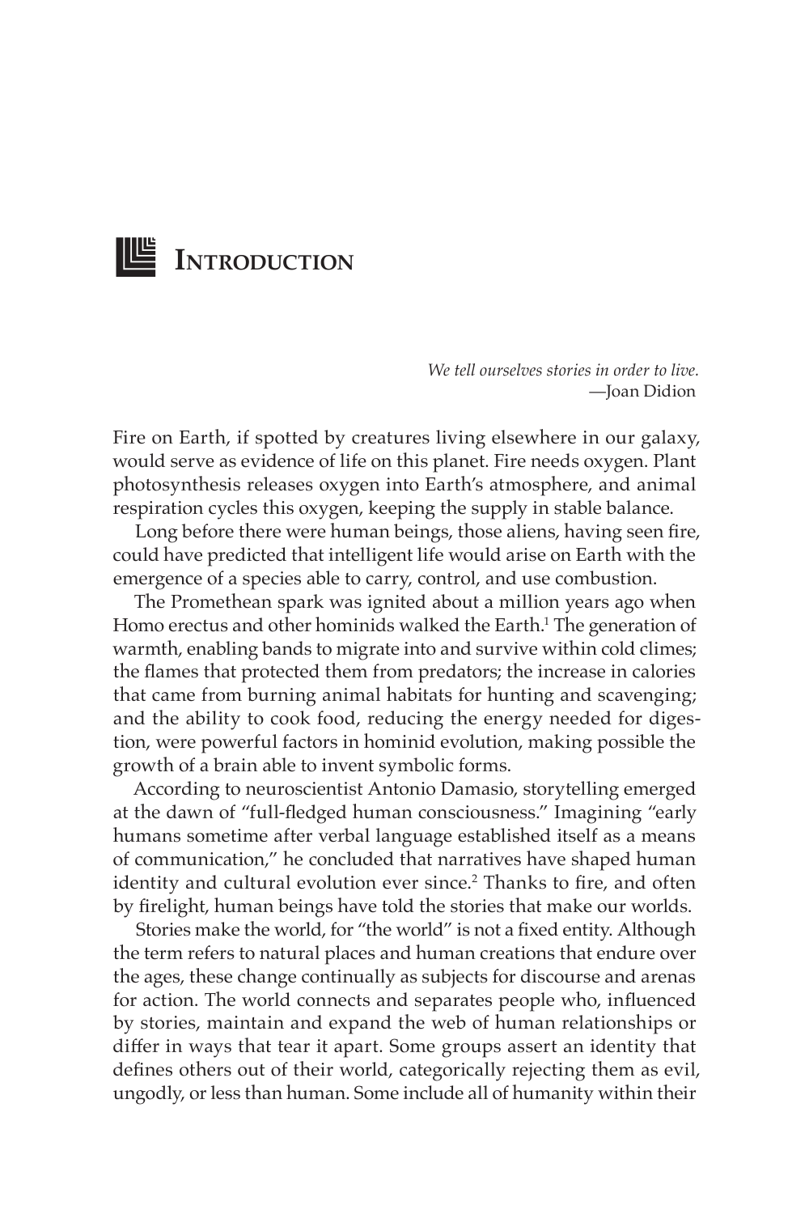# Introduction

*We tell ourselves stories in order to live.*
—Joan Didion

Fire on Earth, if spotted by creatures living elsewhere in our galaxy, would serve as evidence of life on this planet. Fire needs oxygen. Plant photosynthesis releases oxygen into Earth's atmosphere, and animal respiration cycles this oxygen, keeping the supply in stable balance.

Long before there were human beings, those aliens, having seen fire, could have predicted that intelligent life would arise on Earth with the emergence of a species able to carry, control, and use combustion.

The Promethean spark was ignited about a million years ago when Homo erectus and other hominids walked the Earth.[1] The generation of warmth, enabling bands to migrate into and survive within cold climes; the flames that protected them from predators; the increase in calories that came from burning animal habitats for hunting and scavenging; and the ability to cook food, reducing the energy needed for digestion, were powerful factors in hominid evolution, making possible the growth of a brain able to invent symbolic forms.

According to neuroscientist Antonio Damasio, storytelling emerged at the dawn of "full-fledged human consciousness." Imagining "early humans sometime after verbal language established itself as a means of communication," he concluded that narratives have shaped human identity and cultural evolution ever since.[2] Thanks to fire, and often by firelight, human beings have told the stories that make our worlds.

Stories make the world, for "the world" is not a fixed entity. Although the term refers to natural places and human creations that endure over the ages, these change continually as subjects for discourse and arenas for action. The world connects and separates people who, influenced by stories, maintain and expand the web of human relationships or differ in ways that tear it apart. Some groups assert an identity that defines others out of their world, categorically rejecting them as evil, ungodly, or less than human. Some include all of humanity within their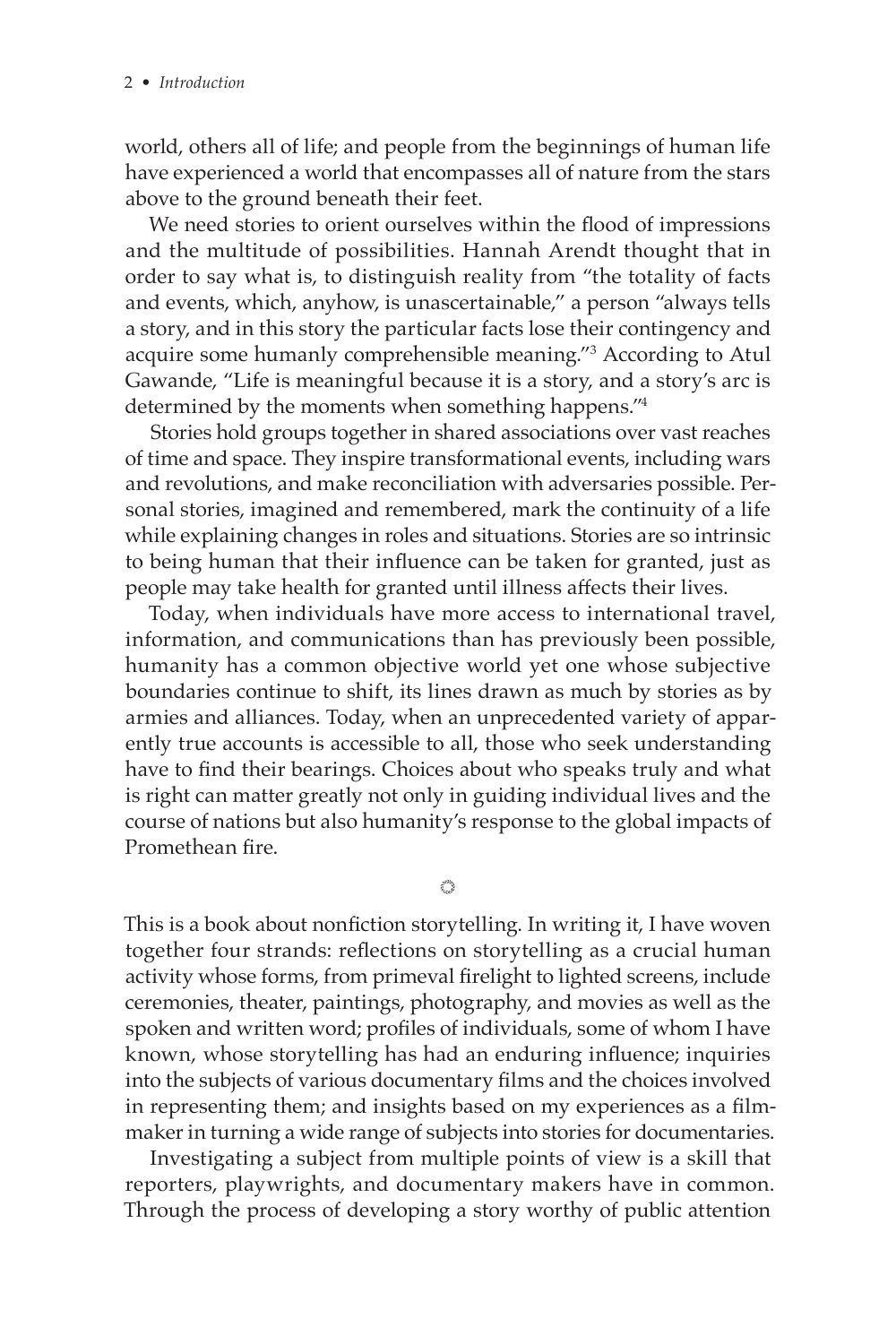world, others all of life; and people from the beginnings of human life have experienced a world that encompasses all of nature from the stars above to the ground beneath their feet.

We need stories to orient ourselves within the flood of impressions and the multitude of possibilities. Hannah Arendt thought that in order to say what is, to distinguish reality from "the totality of facts and events, which, anyhow, is unascertainable," a person "always tells a story, and in this story the particular facts lose their contingency and acquire some humanly comprehensible meaning."[3] According to Atul Gawande, "Life is meaningful because it is a story, and a story's arc is determined by the moments when something happens."[4]

Stories hold groups together in shared associations over vast reaches of time and space. They inspire transformational events, including wars and revolutions, and make reconciliation with adversaries possible. Personal stories, imagined and remembered, mark the continuity of a life while explaining changes in roles and situations. Stories are so intrinsic to being human that their influence can be taken for granted, just as people may take health for granted until illness affects their lives.

Today, when individuals have more access to international travel, information, and communications than has previously been possible, humanity has a common objective world yet one whose subjective boundaries continue to shift, its lines drawn as much by stories as by armies and alliances. Today, when an unprecedented variety of apparently true accounts is accessible to all, those who seek understanding have to find their bearings. Choices about who speaks truly and what is right can matter greatly not only in guiding individual lives and the course of nations but also humanity's response to the global impacts of Promethean fire.

This is a book about nonfiction storytelling. In writing it, I have woven together four strands: reflections on storytelling as a crucial human activity whose forms, from primeval firelight to lighted screens, include ceremonies, theater, paintings, photography, and movies as well as the spoken and written word; profiles of individuals, some of whom I have known, whose storytelling has had an enduring influence; inquiries into the subjects of various documentary films and the choices involved in representing them; and insights based on my experiences as a filmmaker in turning a wide range of subjects into stories for documentaries.

Investigating a subject from multiple points of view is a skill that reporters, playwrights, and documentary makers have in common. Through the process of developing a story worthy of public attention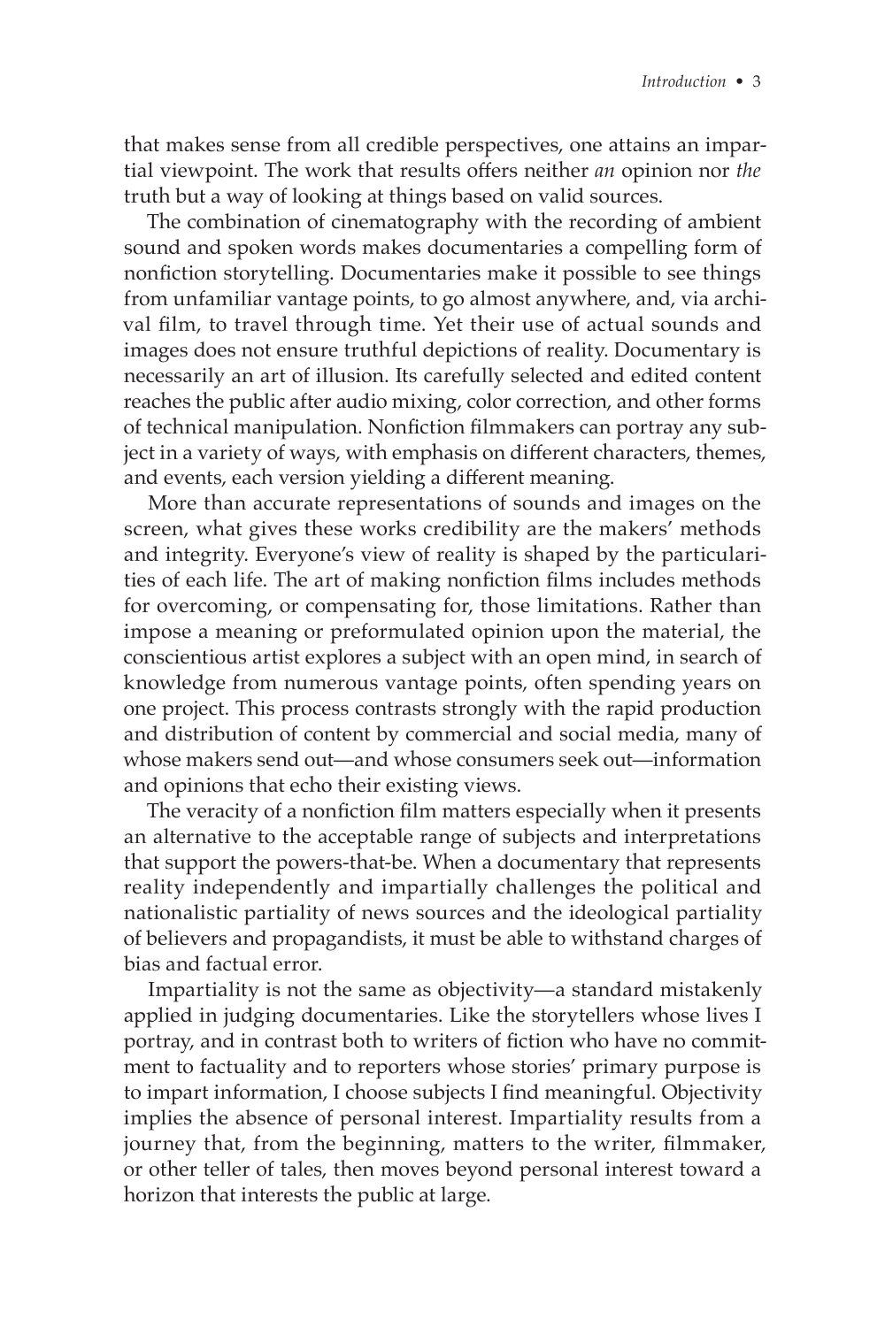that makes sense from all credible perspectives, one attains an impartial viewpoint. The work that results offers neither *an* opinion nor *the* truth but a way of looking at things based on valid sources.

The combination of cinematography with the recording of ambient sound and spoken words makes documentaries a compelling form of nonfiction storytelling. Documentaries make it possible to see things from unfamiliar vantage points, to go almost anywhere, and, via archival film, to travel through time. Yet their use of actual sounds and images does not ensure truthful depictions of reality. Documentary is necessarily an art of illusion. Its carefully selected and edited content reaches the public after audio mixing, color correction, and other forms of technical manipulation. Nonfiction filmmakers can portray any subject in a variety of ways, with emphasis on different characters, themes, and events, each version yielding a different meaning.

More than accurate representations of sounds and images on the screen, what gives these works credibility are the makers' methods and integrity. Everyone's view of reality is shaped by the particularities of each life. The art of making nonfiction films includes methods for overcoming, or compensating for, those limitations. Rather than impose a meaning or preformulated opinion upon the material, the conscientious artist explores a subject with an open mind, in search of knowledge from numerous vantage points, often spending years on one project. This process contrasts strongly with the rapid production and distribution of content by commercial and social media, many of whose makers send out—and whose consumers seek out—information and opinions that echo their existing views.

The veracity of a nonfiction film matters especially when it presents an alternative to the acceptable range of subjects and interpretations that support the powers-that-be. When a documentary that represents reality independently and impartially challenges the political and nationalistic partiality of news sources and the ideological partiality of believers and propagandists, it must be able to withstand charges of bias and factual error.

Impartiality is not the same as objectivity—a standard mistakenly applied in judging documentaries. Like the storytellers whose lives I portray, and in contrast both to writers of fiction who have no commitment to factuality and to reporters whose stories' primary purpose is to impart information, I choose subjects I find meaningful. Objectivity implies the absence of personal interest. Impartiality results from a journey that, from the beginning, matters to the writer, filmmaker, or other teller of tales, then moves beyond personal interest toward a horizon that interests the public at large.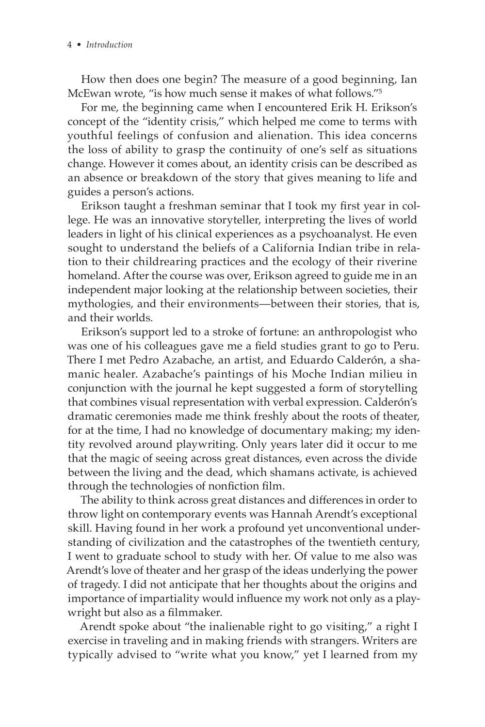How then does one begin? The measure of a good beginning, Ian McEwan wrote, "is how much sense it makes of what follows."[5]

For me, the beginning came when I encountered Erik H. Erikson's concept of the "identity crisis," which helped me come to terms with youthful feelings of confusion and alienation. This idea concerns the loss of ability to grasp the continuity of one's self as situations change. However it comes about, an identity crisis can be described as an absence or breakdown of the story that gives meaning to life and guides a person's actions.

Erikson taught a freshman seminar that I took my first year in college. He was an innovative storyteller, interpreting the lives of world leaders in light of his clinical experiences as a psychoanalyst. He even sought to understand the beliefs of a California Indian tribe in relation to their childrearing practices and the ecology of their riverine homeland. After the course was over, Erikson agreed to guide me in an independent major looking at the relationship between societies, their mythologies, and their environments—between their stories, that is, and their worlds.

Erikson's support led to a stroke of fortune: an anthropologist who was one of his colleagues gave me a field studies grant to go to Peru. There I met Pedro Azabache, an artist, and Eduardo Calderón, a shamanic healer. Azabache's paintings of his Moche Indian milieu in conjunction with the journal he kept suggested a form of storytelling that combines visual representation with verbal expression. Calderón's dramatic ceremonies made me think freshly about the roots of theater, for at the time, I had no knowledge of documentary making; my identity revolved around playwriting. Only years later did it occur to me that the magic of seeing across great distances, even across the divide between the living and the dead, which shamans activate, is achieved through the technologies of nonfiction film.

The ability to think across great distances and differences in order to throw light on contemporary events was Hannah Arendt's exceptional skill. Having found in her work a profound yet unconventional understanding of civilization and the catastrophes of the twentieth century, I went to graduate school to study with her. Of value to me also was Arendt's love of theater and her grasp of the ideas underlying the power of tragedy. I did not anticipate that her thoughts about the origins and importance of impartiality would influence my work not only as a playwright but also as a filmmaker.

Arendt spoke about "the inalienable right to go visiting," a right I exercise in traveling and in making friends with strangers. Writers are typically advised to "write what you know," yet I learned from my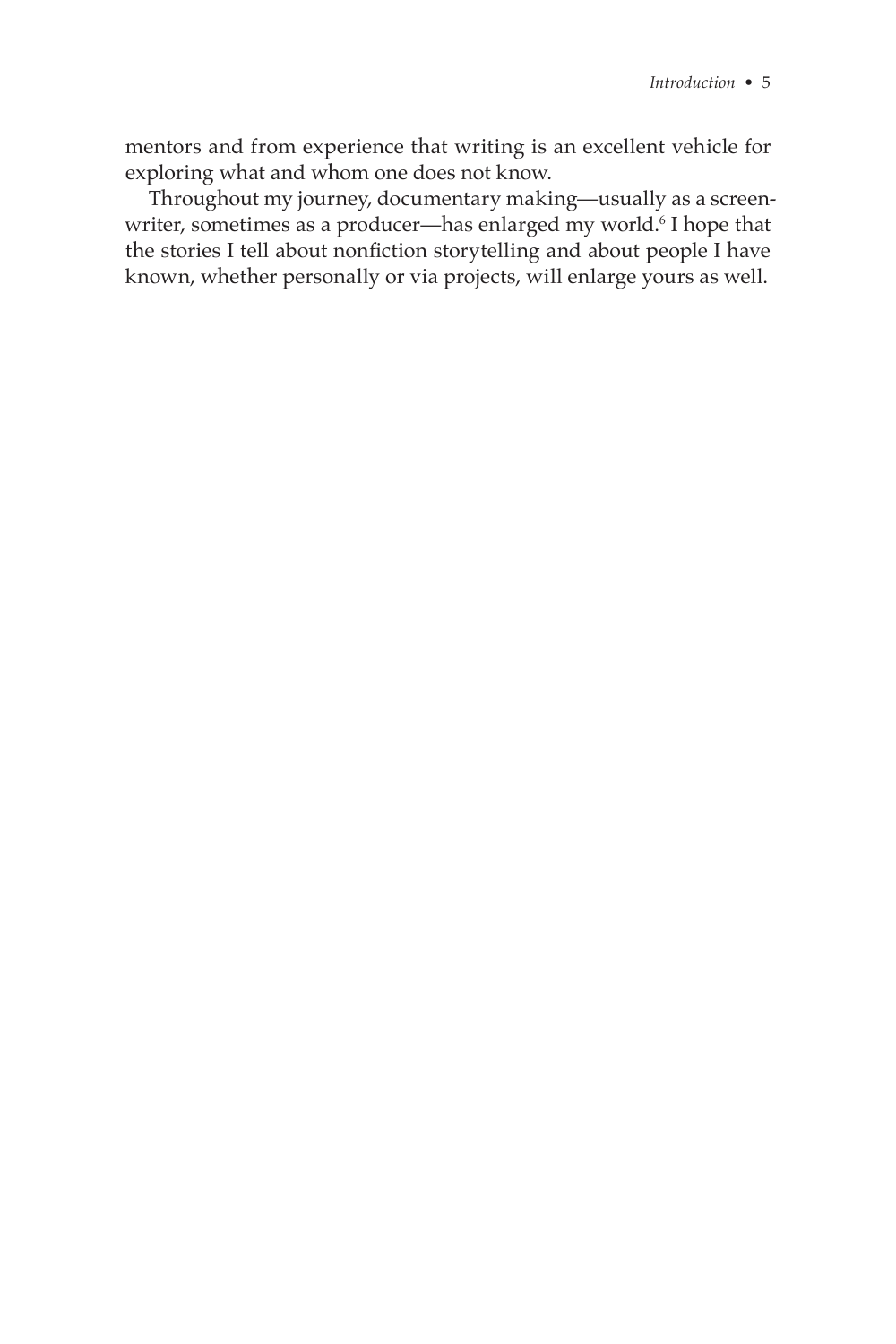mentors and from experience that writing is an excellent vehicle for exploring what and whom one does not know.

Throughout my journey, documentary making—usually as a screenwriter, sometimes as a producer—has enlarged my world.[6] I hope that the stories I tell about nonfiction storytelling and about people I have known, whether personally or via projects, will enlarge yours as well.